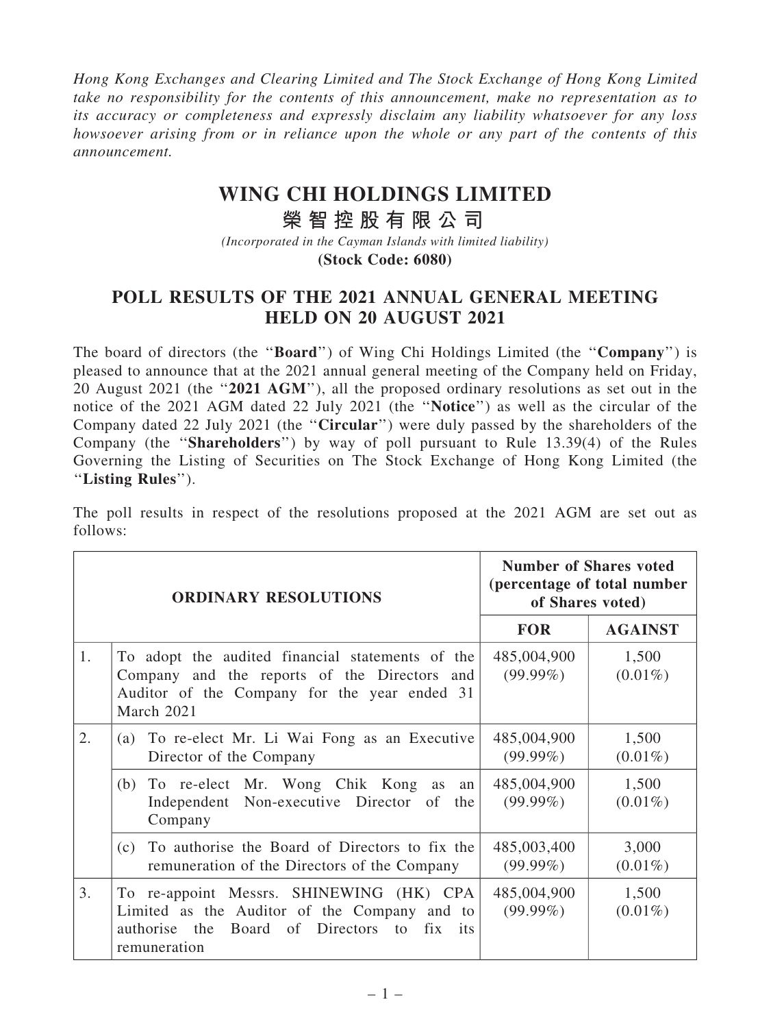*Hong Kong Exchanges and Clearing Limited and The Stock Exchange of Hong Kong Limited take no responsibility for the contents of this announcement, make no representation as to its accuracy or completeness and expressly disclaim any liability whatsoever for any loss howsoever arising from or in reliance upon the whole or any part of the contents of this announcement.*

# WING CHI HOLDINGS LIMITED

# 榮智控股有限公司

*(Incorporated in the Cayman Islands with limited liability)*

**(Stock Code: 6080)**

## POLL RESULTS OF THE 2021 ANNUAL GENERAL MEETING HELD ON 20 AUGUST 2021

The board of directors (the "**Board**") of Wing Chi Holdings Limited (the "**Company**") is pleased to announce that at the 2021 annual general meeting of the Company held on Friday, 20 August 2021 (the "**2021 AGM**"), all the proposed ordinary resolutions as set out in the notice of the 2021 AGM dated 22 July 2021 (the "**Notice**") as well as the circular of the Company dated 22 July 2021 (the "**Circular**") were duly passed by the shareholders of the Company (the "**Shareholders**") by way of poll pursuant to Rule 13.39(4) of the Rules Governing the Listing of Securities on The Stock Exchange of Hong Kong Limited (the "**Listing Rules**").

The poll results in respect of the resolutions proposed at the 2021 AGM are set out as follows:

| **ORDINARY RESOLUTIONS** | | **Number of Shares voted (percentage of total number of Shares voted)** | |
|---|---|---|---|
| | | **FOR** | **AGAINST** |
| 1. | To adopt the audited financial statements of the Company and the reports of the Directors and Auditor of the Company for the year ended 31 March 2021 | 485,004,900 (99.99%) | 1,500 (0.01%) |
| 2. | (a) To re-elect Mr. Li Wai Fong as an Executive Director of the Company | 485,004,900 (99.99%) | 1,500 (0.01%) |
| | (b) To re-elect Mr. Wong Chik Kong as an Independent Non-executive Director of the Company | 485,004,900 (99.99%) | 1,500 (0.01%) |
| | (c) To authorise the Board of Directors to fix the remuneration of the Directors of the Company | 485,003,400 (99.99%) | 3,000 (0.01%) |
| 3. | To re-appoint Messrs. SHINEWING (HK) CPA Limited as the Auditor of the Company and to authorise the Board of Directors to fix its remuneration | 485,004,900 (99.99%) | 1,500 (0.01%) |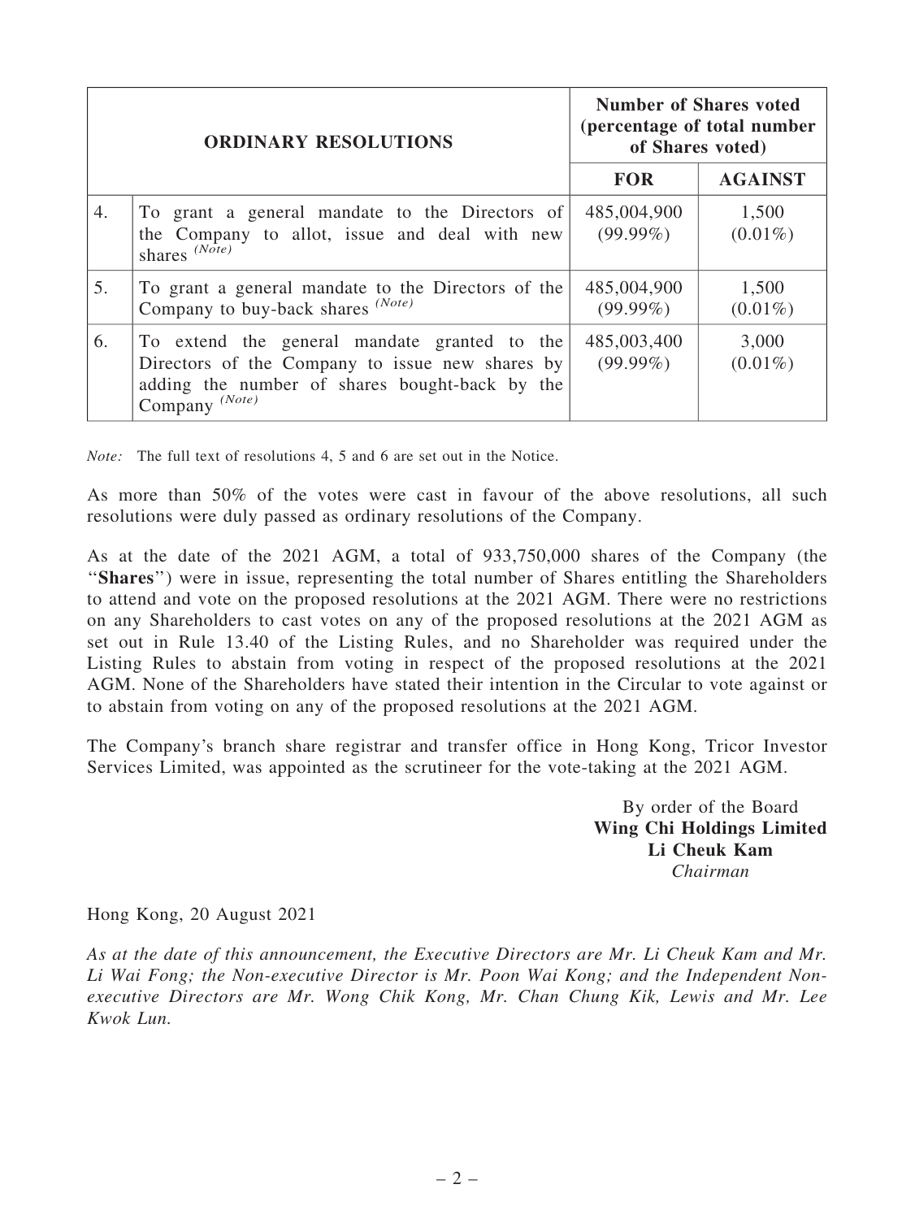| ORDINARY RESOLUTIONS | | Number of Shares voted (percentage of total number of Shares voted) | |
|---|---|---|---|
| | | FOR | AGAINST |
| 4. | To grant a general mandate to the Directors of the Company to allot, issue and deal with new shares *(Note)* | 485,004,900 (99.99%) | 1,500 (0.01%) |
| 5. | To grant a general mandate to the Directors of the Company to buy-back shares *(Note)* | 485,004,900 (99.99%) | 1,500 (0.01%) |
| 6. | To extend the general mandate granted to the Directors of the Company to issue new shares by adding the number of shares bought-back by the Company *(Note)* | 485,003,400 (99.99%) | 3,000 (0.01%) |

*Note:* The full text of resolutions 4, 5 and 6 are set out in the Notice.

As more than 50% of the votes were cast in favour of the above resolutions, all such resolutions were duly passed as ordinary resolutions of the Company.

As at the date of the 2021 AGM, a total of 933,750,000 shares of the Company (the "**Shares**") were in issue, representing the total number of Shares entitling the Shareholders to attend and vote on the proposed resolutions at the 2021 AGM. There were no restrictions on any Shareholders to cast votes on any of the proposed resolutions at the 2021 AGM as set out in Rule 13.40 of the Listing Rules, and no Shareholder was required under the Listing Rules to abstain from voting in respect of the proposed resolutions at the 2021 AGM. None of the Shareholders have stated their intention in the Circular to vote against or to abstain from voting on any of the proposed resolutions at the 2021 AGM.

The Company's branch share registrar and transfer office in Hong Kong, Tricor Investor Services Limited, was appointed as the scrutineer for the vote-taking at the 2021 AGM.

By order of the Board
**Wing Chi Holdings Limited**
**Li Cheuk Kam**
*Chairman*

Hong Kong, 20 August 2021

*As at the date of this announcement, the Executive Directors are Mr. Li Cheuk Kam and Mr. Li Wai Fong; the Non-executive Director is Mr. Poon Wai Kong; and the Independent Non-executive Directors are Mr. Wong Chik Kong, Mr. Chan Chung Kik, Lewis and Mr. Lee Kwok Lun.*